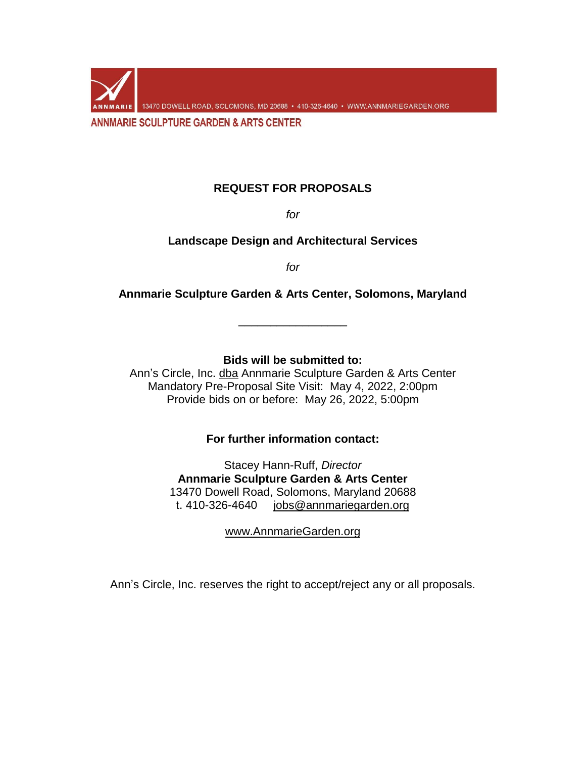ANNMARIE

13470 DOWELL ROAD, SOLOMONS, MD 20688 • 410-326-4640 • WWW.ANNMARIEGARDEN.ORG

ANNMARIE SCULPTURE GARDEN & ARTS CENTER

# REQUEST FOR PROPOSALS

*for*

## Landscape Design and Architectural Services

*for*

## Annmarie Sculpture Garden & Arts Center, Solomons, Maryland

---

**Bids will be submitted to:**

Ann's Circle, Inc. dba Annmarie Sculpture Garden & Arts Center
Mandatory Pre-Proposal Site Visit: May 4, 2022, 2:00pm
Provide bids on or before: May 26, 2022, 5:00pm

**For further information contact:**

Stacey Hann-Ruff, *Director*
**Annmarie Sculpture Garden & Arts Center**
13470 Dowell Road, Solomons, Maryland 20688
t. 410-326-4640 jobs@annmariegarden.org

www.AnnmarieGarden.org

Ann's Circle, Inc. reserves the right to accept/reject any or all proposals.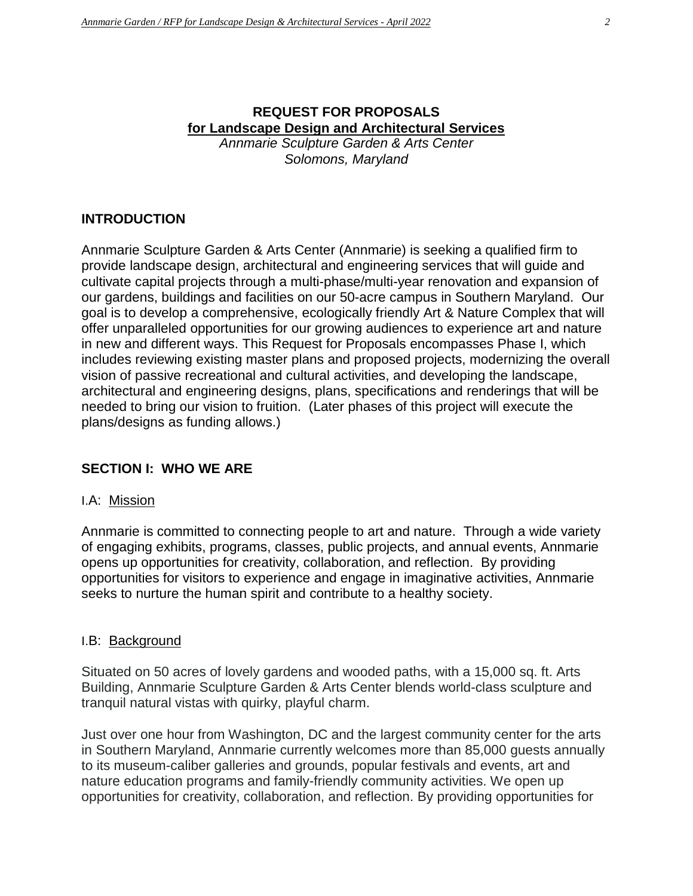**REQUEST FOR PROPOSALS**

**for Landscape Design and Architectural Services**

*Annmarie Sculpture Garden & Arts Center*

*Solomons, Maryland*

## INTRODUCTION

Annmarie Sculpture Garden & Arts Center (Annmarie) is seeking a qualified firm to provide landscape design, architectural and engineering services that will guide and cultivate capital projects through a multi-phase/multi-year renovation and expansion of our gardens, buildings and facilities on our 50-acre campus in Southern Maryland. Our goal is to develop a comprehensive, ecologically friendly Art & Nature Complex that will offer unparalleled opportunities for our growing audiences to experience art and nature in new and different ways. This Request for Proposals encompasses Phase I, which includes reviewing existing master plans and proposed projects, modernizing the overall vision of passive recreational and cultural activities, and developing the landscape, architectural and engineering designs, plans, specifications and renderings that will be needed to bring our vision to fruition. (Later phases of this project will execute the plans/designs as funding allows.)

## SECTION I: WHO WE ARE

### I.A: Mission

Annmarie is committed to connecting people to art and nature. Through a wide variety of engaging exhibits, programs, classes, public projects, and annual events, Annmarie opens up opportunities for creativity, collaboration, and reflection. By providing opportunities for visitors to experience and engage in imaginative activities, Annmarie seeks to nurture the human spirit and contribute to a healthy society.

### I.B: Background

Situated on 50 acres of lovely gardens and wooded paths, with a 15,000 sq. ft. Arts Building, Annmarie Sculpture Garden & Arts Center blends world-class sculpture and tranquil natural vistas with quirky, playful charm.

Just over one hour from Washington, DC and the largest community center for the arts in Southern Maryland, Annmarie currently welcomes more than 85,000 guests annually to its museum-caliber galleries and grounds, popular festivals and events, art and nature education programs and family-friendly community activities. We open up opportunities for creativity, collaboration, and reflection. By providing opportunities for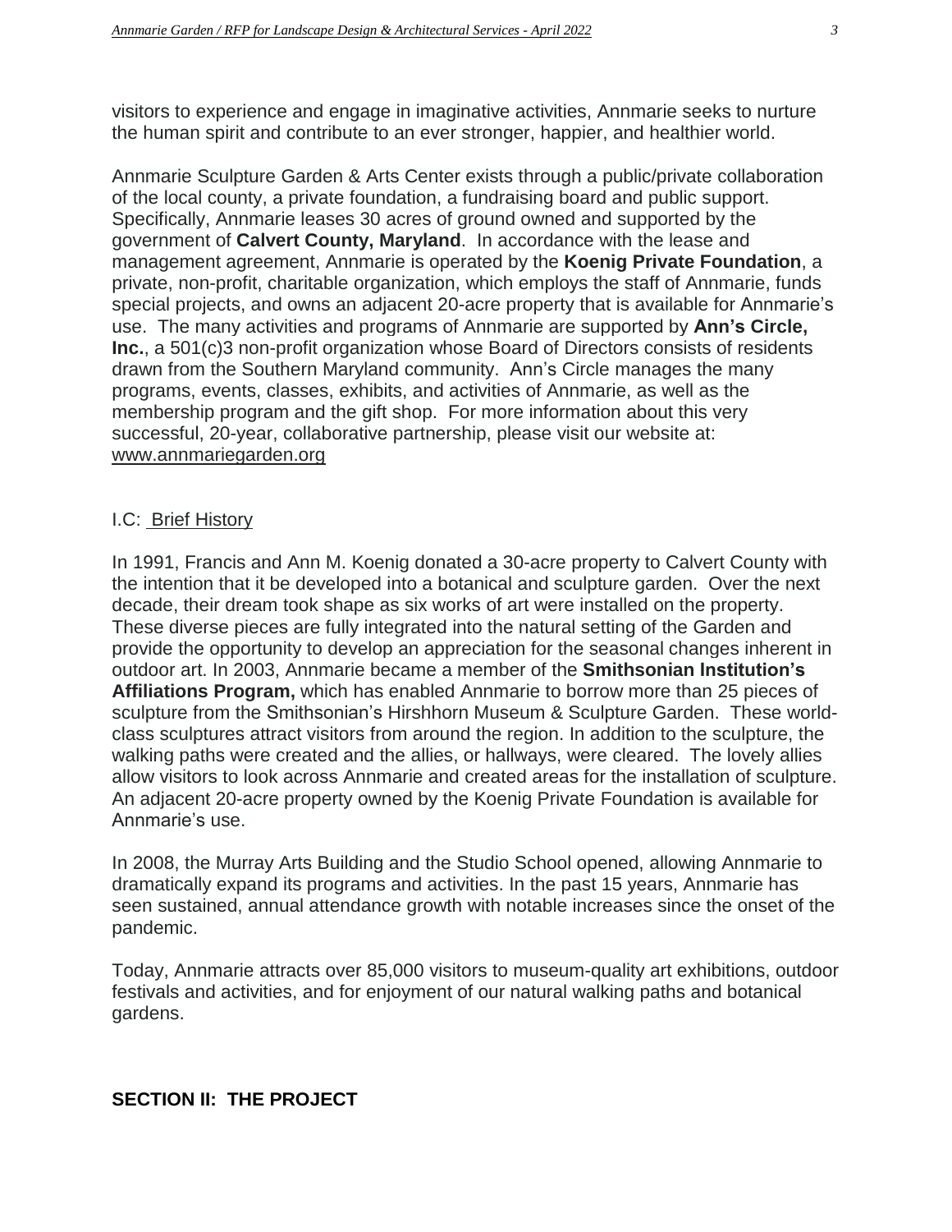visitors to experience and engage in imaginative activities, Annmarie seeks to nurture the human spirit and contribute to an ever stronger, happier, and healthier world.

Annmarie Sculpture Garden & Arts Center exists through a public/private collaboration of the local county, a private foundation, a fundraising board and public support. Specifically, Annmarie leases 30 acres of ground owned and supported by the government of **Calvert County, Maryland**. In accordance with the lease and management agreement, Annmarie is operated by the **Koenig Private Foundation**, a private, non-profit, charitable organization, which employs the staff of Annmarie, funds special projects, and owns an adjacent 20-acre property that is available for Annmarie's use. The many activities and programs of Annmarie are supported by **Ann's Circle, Inc.**, a 501(c)3 non-profit organization whose Board of Directors consists of residents drawn from the Southern Maryland community. Ann's Circle manages the many programs, events, classes, exhibits, and activities of Annmarie, as well as the membership program and the gift shop. For more information about this very successful, 20-year, collaborative partnership, please visit our website at: www.annmariegarden.org

### I.C: Brief History

In 1991, Francis and Ann M. Koenig donated a 30-acre property to Calvert County with the intention that it be developed into a botanical and sculpture garden. Over the next decade, their dream took shape as six works of art were installed on the property. These diverse pieces are fully integrated into the natural setting of the Garden and provide the opportunity to develop an appreciation for the seasonal changes inherent in outdoor art. In 2003, Annmarie became a member of the **Smithsonian Institution's Affiliations Program,** which has enabled Annmarie to borrow more than 25 pieces of sculpture from the Smithsonian's Hirshhorn Museum & Sculpture Garden. These world-class sculptures attract visitors from around the region. In addition to the sculpture, the walking paths were created and the allies, or hallways, were cleared. The lovely allies allow visitors to look across Annmarie and created areas for the installation of sculpture. An adjacent 20-acre property owned by the Koenig Private Foundation is available for Annmarie's use.

In 2008, the Murray Arts Building and the Studio School opened, allowing Annmarie to dramatically expand its programs and activities. In the past 15 years, Annmarie has seen sustained, annual attendance growth with notable increases since the onset of the pandemic.

Today, Annmarie attracts over 85,000 visitors to museum-quality art exhibitions, outdoor festivals and activities, and for enjoyment of our natural walking paths and botanical gardens.

## SECTION II: THE PROJECT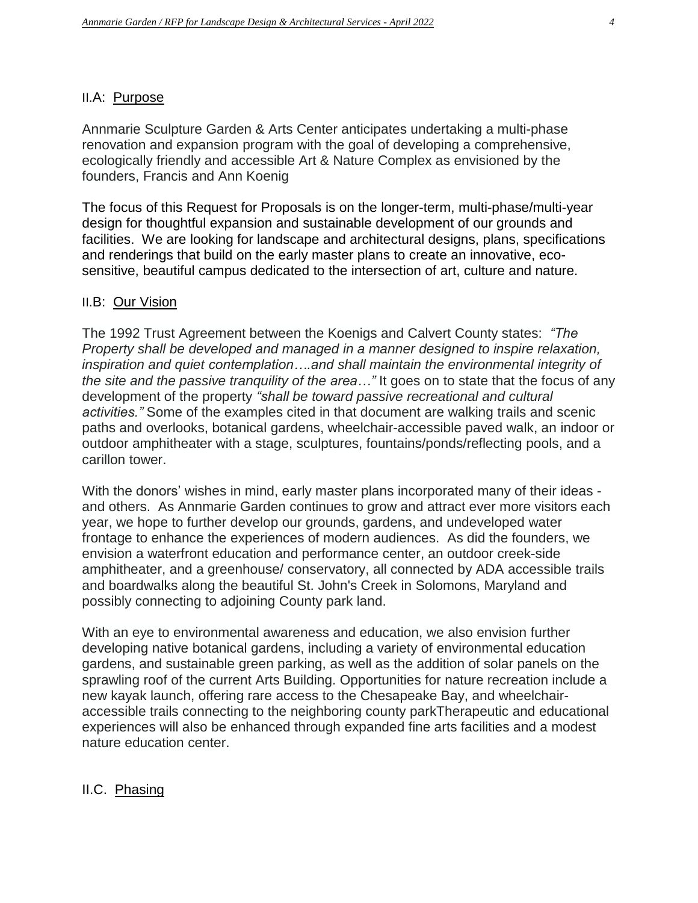## II.A: Purpose

Annmarie Sculpture Garden & Arts Center anticipates undertaking a multi-phase renovation and expansion program with the goal of developing a comprehensive, ecologically friendly and accessible Art & Nature Complex as envisioned by the founders, Francis and Ann Koenig

The focus of this Request for Proposals is on the longer-term, multi-phase/multi-year design for thoughtful expansion and sustainable development of our grounds and facilities. We are looking for landscape and architectural designs, plans, specifications and renderings that build on the early master plans to create an innovative, eco-sensitive, beautiful campus dedicated to the intersection of art, culture and nature.

## II.B: Our Vision

The 1992 Trust Agreement between the Koenigs and Calvert County states: *"The Property shall be developed and managed in a manner designed to inspire relaxation, inspiration and quiet contemplation….and shall maintain the environmental integrity of the site and the passive tranquility of the area…"* It goes on to state that the focus of any development of the property *"shall be toward passive recreational and cultural activities."* Some of the examples cited in that document are walking trails and scenic paths and overlooks, botanical gardens, wheelchair-accessible paved walk, an indoor or outdoor amphitheater with a stage, sculptures, fountains/ponds/reflecting pools, and a carillon tower.

With the donors' wishes in mind, early master plans incorporated many of their ideas - and others. As Annmarie Garden continues to grow and attract ever more visitors each year, we hope to further develop our grounds, gardens, and undeveloped water frontage to enhance the experiences of modern audiences. As did the founders, we envision a waterfront education and performance center, an outdoor creek-side amphitheater, and a greenhouse/ conservatory, all connected by ADA accessible trails and boardwalks along the beautiful St. John's Creek in Solomons, Maryland and possibly connecting to adjoining County park land.

With an eye to environmental awareness and education, we also envision further developing native botanical gardens, including a variety of environmental education gardens, and sustainable green parking, as well as the addition of solar panels on the sprawling roof of the current Arts Building. Opportunities for nature recreation include a new kayak launch, offering rare access to the Chesapeake Bay, and wheelchair-accessible trails connecting to the neighboring county parkTherapeutic and educational experiences will also be enhanced through expanded fine arts facilities and a modest nature education center.

## II.C. Phasing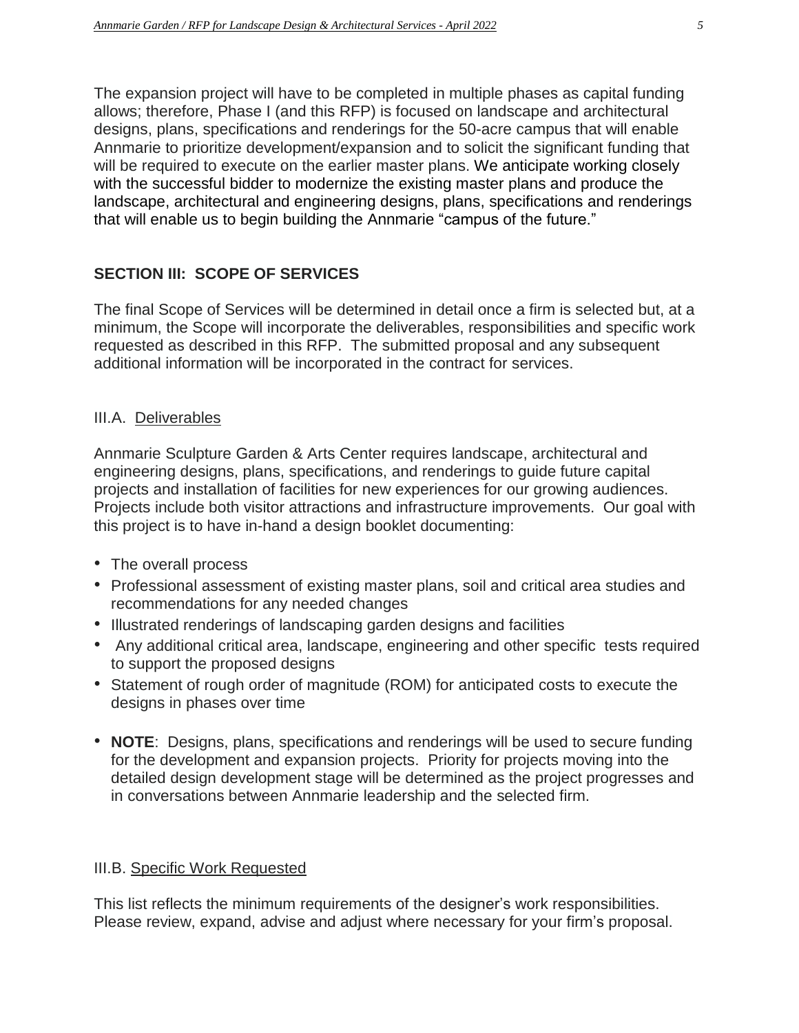The expansion project will have to be completed in multiple phases as capital funding allows; therefore, Phase I (and this RFP) is focused on landscape and architectural designs, plans, specifications and renderings for the 50-acre campus that will enable Annmarie to prioritize development/expansion and to solicit the significant funding that will be required to execute on the earlier master plans. We anticipate working closely with the successful bidder to modernize the existing master plans and produce the landscape, architectural and engineering designs, plans, specifications and renderings that will enable us to begin building the Annmarie "campus of the future."

## SECTION III: SCOPE OF SERVICES

The final Scope of Services will be determined in detail once a firm is selected but, at a minimum, the Scope will incorporate the deliverables, responsibilities and specific work requested as described in this RFP. The submitted proposal and any subsequent additional information will be incorporated in the contract for services.

### III.A. Deliverables

Annmarie Sculpture Garden & Arts Center requires landscape, architectural and engineering designs, plans, specifications, and renderings to guide future capital projects and installation of facilities for new experiences for our growing audiences. Projects include both visitor attractions and infrastructure improvements. Our goal with this project is to have in-hand a design booklet documenting:

- The overall process
- Professional assessment of existing master plans, soil and critical area studies and recommendations for any needed changes
- Illustrated renderings of landscaping garden designs and facilities
- Any additional critical area, landscape, engineering and other specific tests required to support the proposed designs
- Statement of rough order of magnitude (ROM) for anticipated costs to execute the designs in phases over time
- **NOTE**: Designs, plans, specifications and renderings will be used to secure funding for the development and expansion projects. Priority for projects moving into the detailed design development stage will be determined as the project progresses and in conversations between Annmarie leadership and the selected firm.

### III.B. Specific Work Requested

This list reflects the minimum requirements of the designer's work responsibilities. Please review, expand, advise and adjust where necessary for your firm's proposal.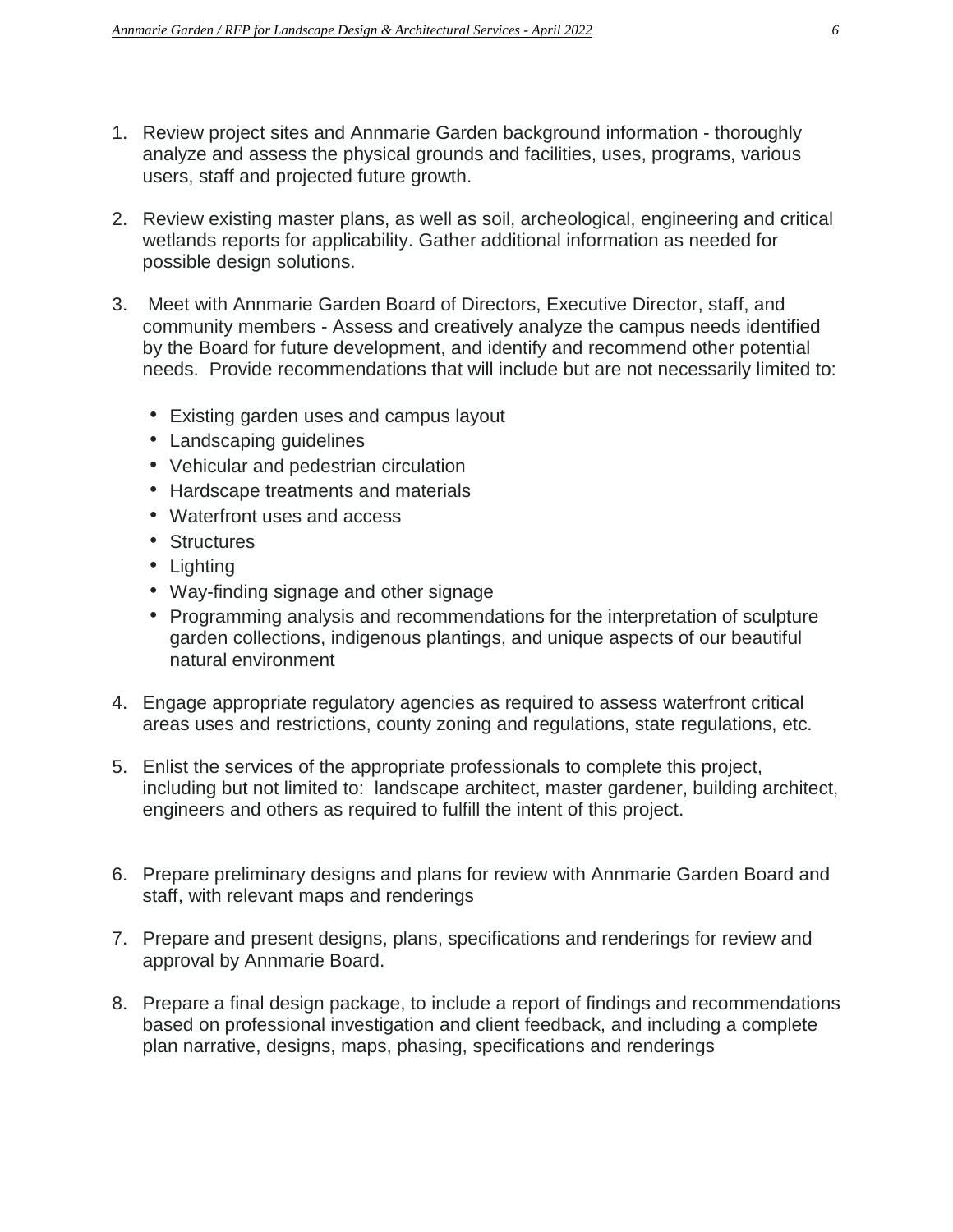1. Review project sites and Annmarie Garden background information - thoroughly analyze and assess the physical grounds and facilities, uses, programs, various users, staff and projected future growth.

2. Review existing master plans, as well as soil, archeological, engineering and critical wetlands reports for applicability. Gather additional information as needed for possible design solutions.

3. Meet with Annmarie Garden Board of Directors, Executive Director, staff, and community members - Assess and creatively analyze the campus needs identified by the Board for future development, and identify and recommend other potential needs. Provide recommendations that will include but are not necessarily limited to:

    - Existing garden uses and campus layout
    - Landscaping guidelines
    - Vehicular and pedestrian circulation
    - Hardscape treatments and materials
    - Waterfront uses and access
    - Structures
    - Lighting
    - Way-finding signage and other signage
    - Programming analysis and recommendations for the interpretation of sculpture garden collections, indigenous plantings, and unique aspects of our beautiful natural environment

4. Engage appropriate regulatory agencies as required to assess waterfront critical areas uses and restrictions, county zoning and regulations, state regulations, etc.

5. Enlist the services of the appropriate professionals to complete this project, including but not limited to: landscape architect, master gardener, building architect, engineers and others as required to fulfill the intent of this project.

6. Prepare preliminary designs and plans for review with Annmarie Garden Board and staff, with relevant maps and renderings

7. Prepare and present designs, plans, specifications and renderings for review and approval by Annmarie Board.

8. Prepare a final design package, to include a report of findings and recommendations based on professional investigation and client feedback, and including a complete plan narrative, designs, maps, phasing, specifications and renderings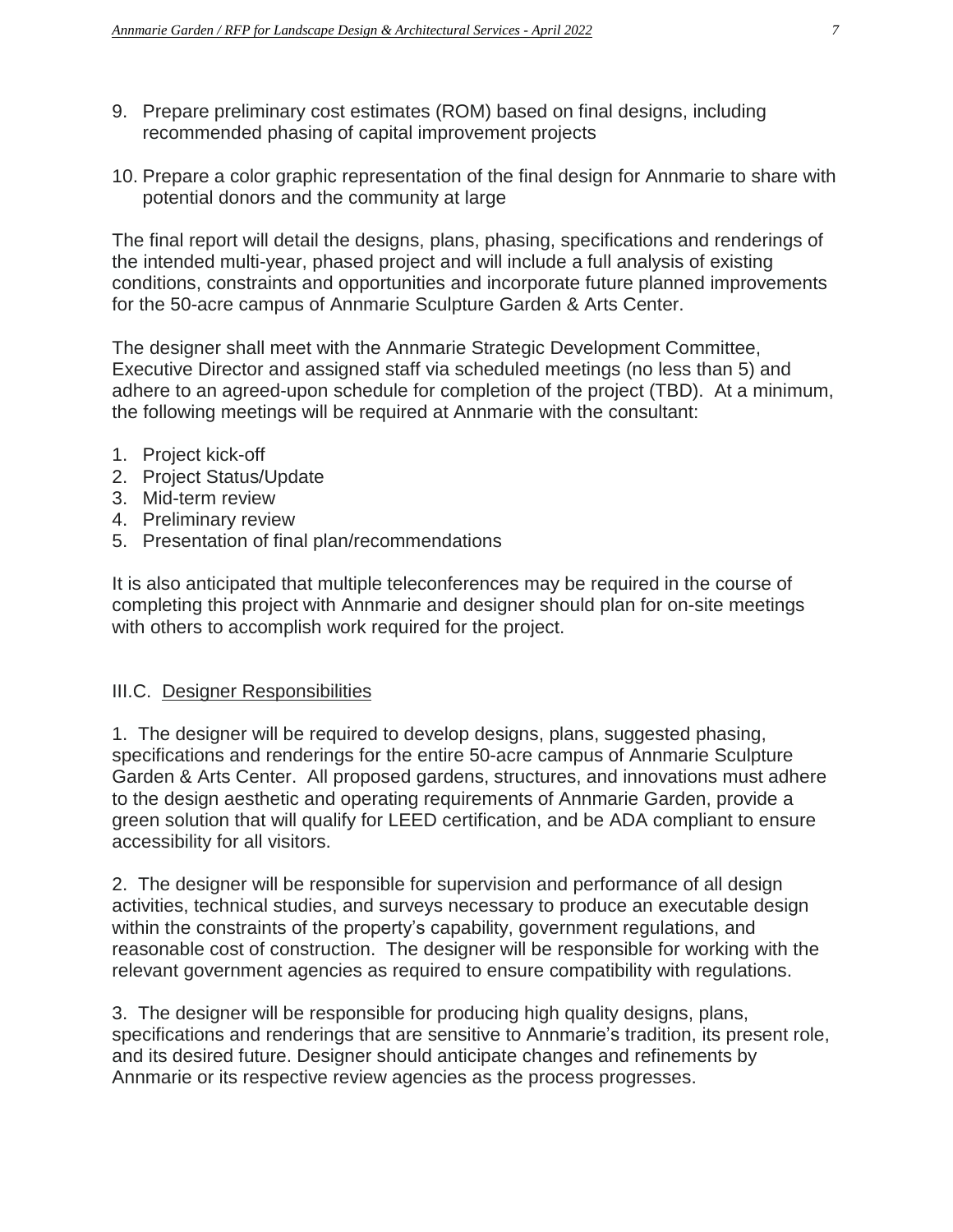9. Prepare preliminary cost estimates (ROM) based on final designs, including recommended phasing of capital improvement projects

10. Prepare a color graphic representation of the final design for Annmarie to share with potential donors and the community at large

The final report will detail the designs, plans, phasing, specifications and renderings of the intended multi-year, phased project and will include a full analysis of existing conditions, constraints and opportunities and incorporate future planned improvements for the 50-acre campus of Annmarie Sculpture Garden & Arts Center.

The designer shall meet with the Annmarie Strategic Development Committee, Executive Director and assigned staff via scheduled meetings (no less than 5) and adhere to an agreed-upon schedule for completion of the project (TBD). At a minimum, the following meetings will be required at Annmarie with the consultant:

1. Project kick-off
2. Project Status/Update
3. Mid-term review
4. Preliminary review
5. Presentation of final plan/recommendations

It is also anticipated that multiple teleconferences may be required in the course of completing this project with Annmarie and designer should plan for on-site meetings with others to accomplish work required for the project.

### III.C. Designer Responsibilities

1. The designer will be required to develop designs, plans, suggested phasing, specifications and renderings for the entire 50-acre campus of Annmarie Sculpture Garden & Arts Center. All proposed gardens, structures, and innovations must adhere to the design aesthetic and operating requirements of Annmarie Garden, provide a green solution that will qualify for LEED certification, and be ADA compliant to ensure accessibility for all visitors.

2. The designer will be responsible for supervision and performance of all design activities, technical studies, and surveys necessary to produce an executable design within the constraints of the property's capability, government regulations, and reasonable cost of construction. The designer will be responsible for working with the relevant government agencies as required to ensure compatibility with regulations.

3. The designer will be responsible for producing high quality designs, plans, specifications and renderings that are sensitive to Annmarie's tradition, its present role, and its desired future. Designer should anticipate changes and refinements by Annmarie or its respective review agencies as the process progresses.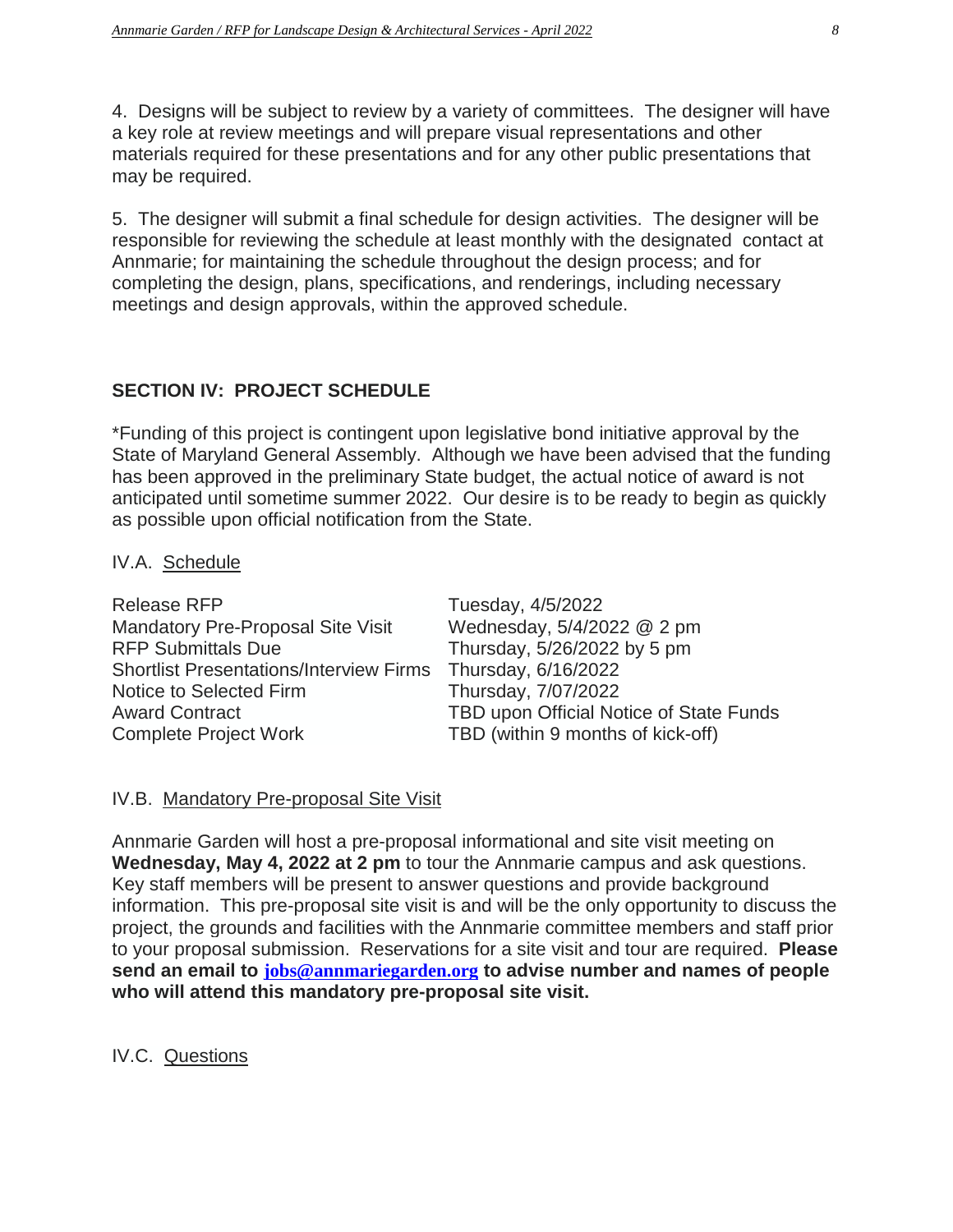4. Designs will be subject to review by a variety of committees. The designer will have a key role at review meetings and will prepare visual representations and other materials required for these presentations and for any other public presentations that may be required.

5. The designer will submit a final schedule for design activities. The designer will be responsible for reviewing the schedule at least monthly with the designated contact at Annmarie; for maintaining the schedule throughout the design process; and for completing the design, plans, specifications, and renderings, including necessary meetings and design approvals, within the approved schedule.

## SECTION IV: PROJECT SCHEDULE

*Funding of this project is contingent upon legislative bond initiative approval by the State of Maryland General Assembly. Although we have been advised that the funding has been approved in the preliminary State budget, the actual notice of award is not anticipated until sometime summer 2022. Our desire is to be ready to begin as quickly as possible upon official notification from the State.

### IV.A. Schedule

| | |
|---|---|
| Release RFP | Tuesday, 4/5/2022 |
| Mandatory Pre-Proposal Site Visit | Wednesday, 5/4/2022 @ 2 pm |
| RFP Submittals Due | Thursday, 5/26/2022 by 5 pm |
| Shortlist Presentations/Interview Firms | Thursday, 6/16/2022 |
| Notice to Selected Firm | Thursday, 7/07/2022 |
| Award Contract | TBD upon Official Notice of State Funds |
| Complete Project Work | TBD (within 9 months of kick-off) |

### IV.B. Mandatory Pre-proposal Site Visit

Annmarie Garden will host a pre-proposal informational and site visit meeting on **Wednesday, May 4, 2022 at 2 pm** to tour the Annmarie campus and ask questions. Key staff members will be present to answer questions and provide background information. This pre-proposal site visit is and will be the only opportunity to discuss the project, the grounds and facilities with the Annmarie committee members and staff prior to your proposal submission. Reservations for a site visit and tour are required. **Please send an email to jobs@annmariegarden.org to advise number and names of people who will attend this mandatory pre-proposal site visit.**

### IV.C. Questions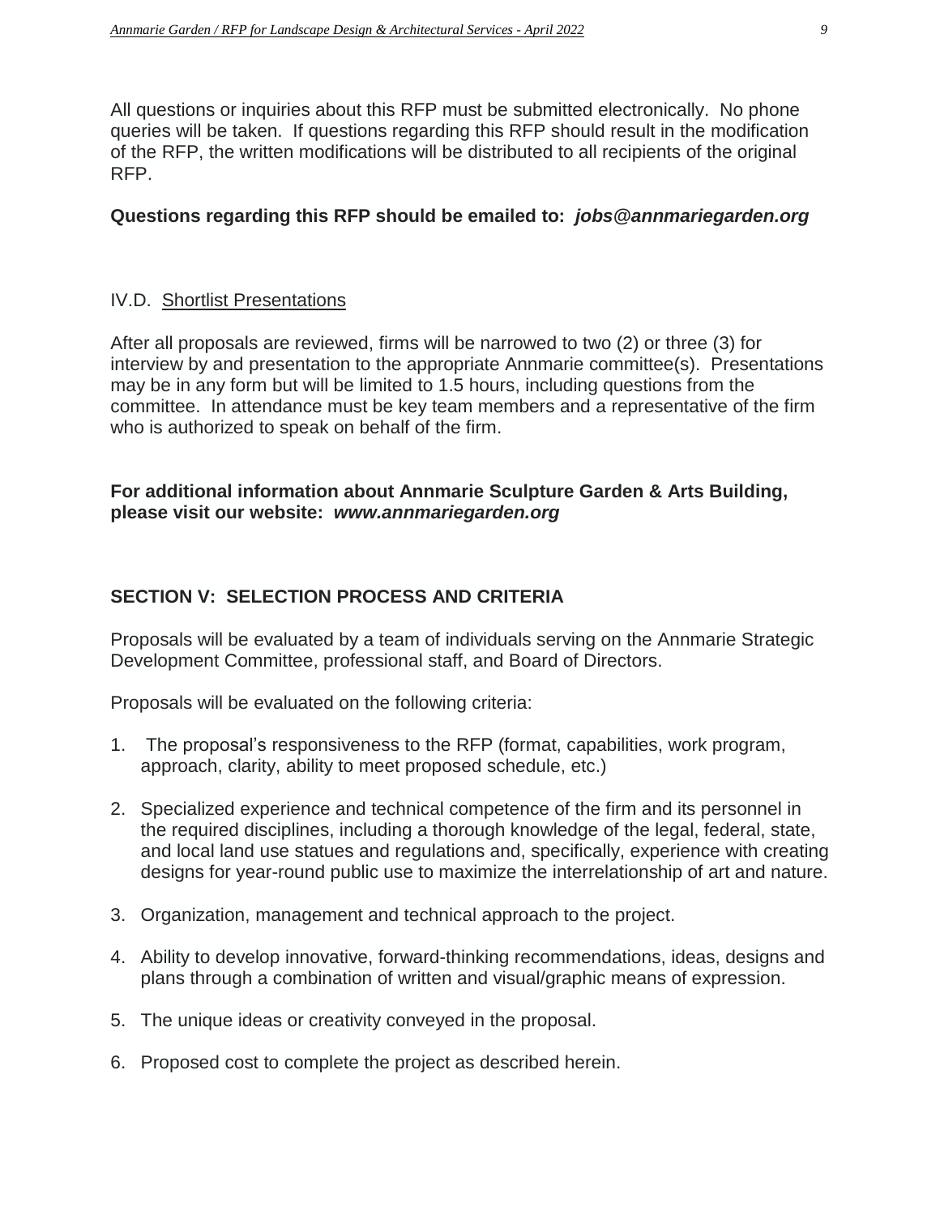All questions or inquiries about this RFP must be submitted electronically. No phone queries will be taken. If questions regarding this RFP should result in the modification of the RFP, the written modifications will be distributed to all recipients of the original RFP.

**Questions regarding this RFP should be emailed to: *jobs@annmariegarden.org***

### IV.D. Shortlist Presentations

After all proposals are reviewed, firms will be narrowed to two (2) or three (3) for interview by and presentation to the appropriate Annmarie committee(s). Presentations may be in any form but will be limited to 1.5 hours, including questions from the committee. In attendance must be key team members and a representative of the firm who is authorized to speak on behalf of the firm.

**For additional information about Annmarie Sculpture Garden & Arts Building, please visit our website: *www.annmariegarden.org***

## SECTION V: SELECTION PROCESS AND CRITERIA

Proposals will be evaluated by a team of individuals serving on the Annmarie Strategic Development Committee, professional staff, and Board of Directors.

Proposals will be evaluated on the following criteria:

1. The proposal's responsiveness to the RFP (format, capabilities, work program, approach, clarity, ability to meet proposed schedule, etc.)
2. Specialized experience and technical competence of the firm and its personnel in the required disciplines, including a thorough knowledge of the legal, federal, state, and local land use statues and regulations and, specifically, experience with creating designs for year-round public use to maximize the interrelationship of art and nature.
3. Organization, management and technical approach to the project.
4. Ability to develop innovative, forward-thinking recommendations, ideas, designs and plans through a combination of written and visual/graphic means of expression.
5. The unique ideas or creativity conveyed in the proposal.
6. Proposed cost to complete the project as described herein.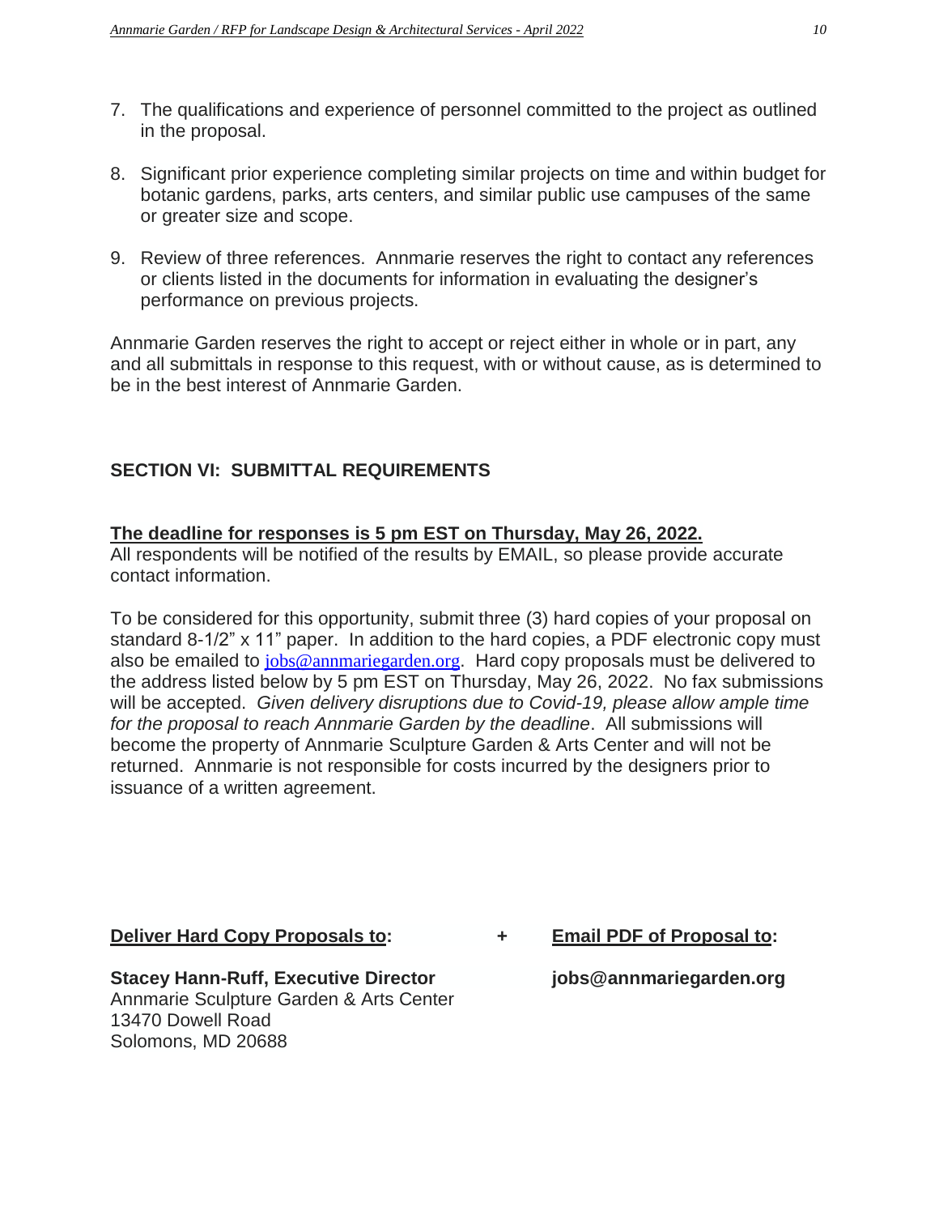7. The qualifications and experience of personnel committed to the project as outlined in the proposal.

8. Significant prior experience completing similar projects on time and within budget for botanic gardens, parks, arts centers, and similar public use campuses of the same or greater size and scope.

9. Review of three references. Annmarie reserves the right to contact any references or clients listed in the documents for information in evaluating the designer's performance on previous projects.

Annmarie Garden reserves the right to accept or reject either in whole or in part, any and all submittals in response to this request, with or without cause, as is determined to be in the best interest of Annmarie Garden.

## SECTION VI: SUBMITTAL REQUIREMENTS

**The deadline for responses is 5 pm EST on Thursday, May 26, 2022.**
All respondents will be notified of the results by EMAIL, so please provide accurate contact information.

To be considered for this opportunity, submit three (3) hard copies of your proposal on standard 8-1/2" x 11" paper. In addition to the hard copies, a PDF electronic copy must also be emailed to jobs@annmariegarden.org. Hard copy proposals must be delivered to the address listed below by 5 pm EST on Thursday, May 26, 2022. No fax submissions will be accepted. *Given delivery disruptions due to Covid-19, please allow ample time for the proposal to reach Annmarie Garden by the deadline*. All submissions will become the property of Annmarie Sculpture Garden & Arts Center and will not be returned. Annmarie is not responsible for costs incurred by the designers prior to issuance of a written agreement.

**Deliver Hard Copy Proposals to:**

**Stacey Hann-Ruff, Executive Director**
Annmarie Sculpture Garden & Arts Center
13470 Dowell Road
Solomons, MD 20688

**+**

**Email PDF of Proposal to:**

**jobs@annmariegarden.org**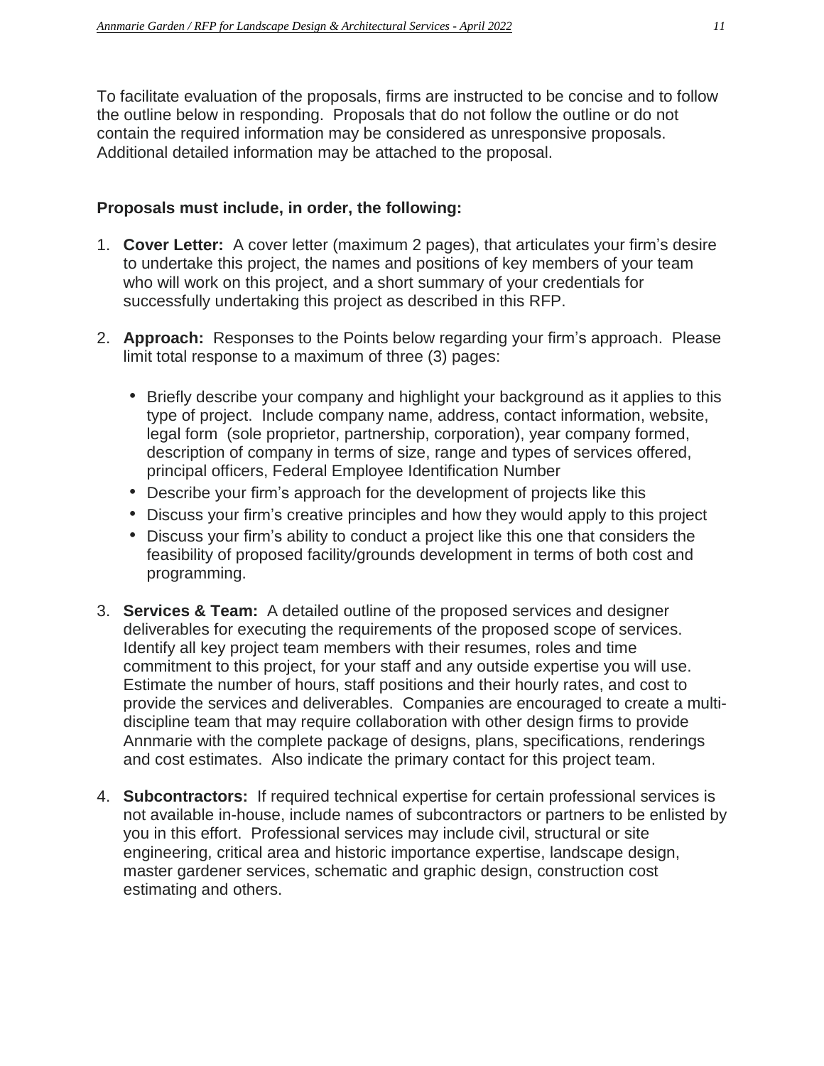To facilitate evaluation of the proposals, firms are instructed to be concise and to follow the outline below in responding. Proposals that do not follow the outline or do not contain the required information may be considered as unresponsive proposals. Additional detailed information may be attached to the proposal.

**Proposals must include, in order, the following:**

1. **Cover Letter:** A cover letter (maximum 2 pages), that articulates your firm's desire to undertake this project, the names and positions of key members of your team who will work on this project, and a short summary of your credentials for successfully undertaking this project as described in this RFP.

2. **Approach:** Responses to the Points below regarding your firm's approach. Please limit total response to a maximum of three (3) pages:

   - Briefly describe your company and highlight your background as it applies to this type of project. Include company name, address, contact information, website, legal form (sole proprietor, partnership, corporation), year company formed, description of company in terms of size, range and types of services offered, principal officers, Federal Employee Identification Number
   - Describe your firm's approach for the development of projects like this
   - Discuss your firm's creative principles and how they would apply to this project
   - Discuss your firm's ability to conduct a project like this one that considers the feasibility of proposed facility/grounds development in terms of both cost and programming.

3. **Services & Team:** A detailed outline of the proposed services and designer deliverables for executing the requirements of the proposed scope of services. Identify all key project team members with their resumes, roles and time commitment to this project, for your staff and any outside expertise you will use. Estimate the number of hours, staff positions and their hourly rates, and cost to provide the services and deliverables. Companies are encouraged to create a multi-discipline team that may require collaboration with other design firms to provide Annmarie with the complete package of designs, plans, specifications, renderings and cost estimates. Also indicate the primary contact for this project team.

4. **Subcontractors:** If required technical expertise for certain professional services is not available in-house, include names of subcontractors or partners to be enlisted by you in this effort. Professional services may include civil, structural or site engineering, critical area and historic importance expertise, landscape design, master gardener services, schematic and graphic design, construction cost estimating and others.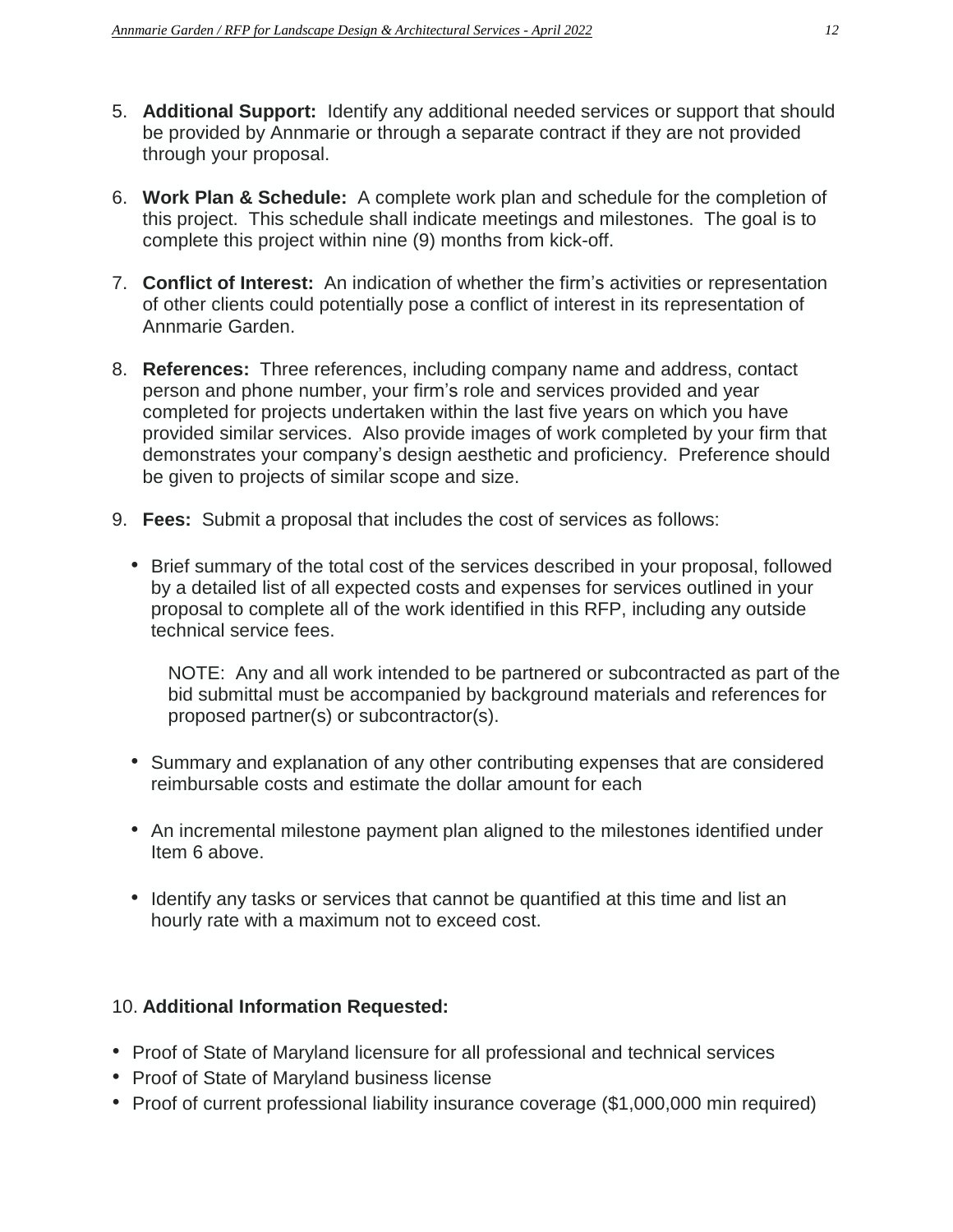5. **Additional Support:** Identify any additional needed services or support that should be provided by Annmarie or through a separate contract if they are not provided through your proposal.

6. **Work Plan & Schedule:** A complete work plan and schedule for the completion of this project. This schedule shall indicate meetings and milestones. The goal is to complete this project within nine (9) months from kick-off.

7. **Conflict of Interest:** An indication of whether the firm's activities or representation of other clients could potentially pose a conflict of interest in its representation of Annmarie Garden.

8. **References:** Three references, including company name and address, contact person and phone number, your firm's role and services provided and year completed for projects undertaken within the last five years on which you have provided similar services. Also provide images of work completed by your firm that demonstrates your company's design aesthetic and proficiency. Preference should be given to projects of similar scope and size.

9. **Fees:** Submit a proposal that includes the cost of services as follows:

   - Brief summary of the total cost of the services described in your proposal, followed by a detailed list of all expected costs and expenses for services outlined in your proposal to complete all of the work identified in this RFP, including any outside technical service fees.

     NOTE: Any and all work intended to be partnered or subcontracted as part of the bid submittal must be accompanied by background materials and references for proposed partner(s) or subcontractor(s).

   - Summary and explanation of any other contributing expenses that are considered reimbursable costs and estimate the dollar amount for each

   - An incremental milestone payment plan aligned to the milestones identified under Item 6 above.

   - Identify any tasks or services that cannot be quantified at this time and list an hourly rate with a maximum not to exceed cost.

10. **Additional Information Requested:**

- Proof of State of Maryland licensure for all professional and technical services
- Proof of State of Maryland business license
- Proof of current professional liability insurance coverage ($1,000,000 min required)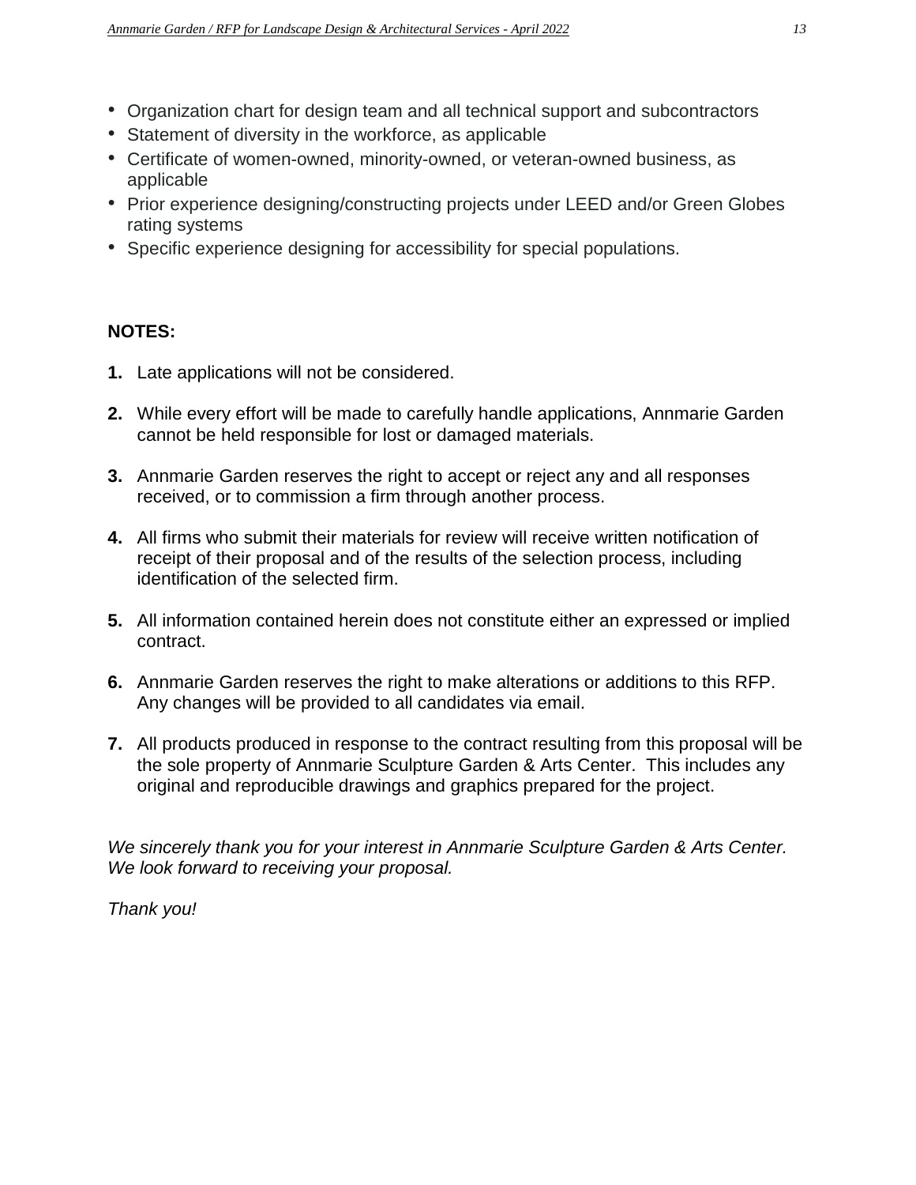- Organization chart for design team and all technical support and subcontractors
- Statement of diversity in the workforce, as applicable
- Certificate of women-owned, minority-owned, or veteran-owned business, as applicable
- Prior experience designing/constructing projects under LEED and/or Green Globes rating systems
- Specific experience designing for accessibility for special populations.

**NOTES:**

1. Late applications will not be considered.

2. While every effort will be made to carefully handle applications, Annmarie Garden cannot be held responsible for lost or damaged materials.

3. Annmarie Garden reserves the right to accept or reject any and all responses received, or to commission a firm through another process.

4. All firms who submit their materials for review will receive written notification of receipt of their proposal and of the results of the selection process, including identification of the selected firm.

5. All information contained herein does not constitute either an expressed or implied contract.

6. Annmarie Garden reserves the right to make alterations or additions to this RFP. Any changes will be provided to all candidates via email.

7. All products produced in response to the contract resulting from this proposal will be the sole property of Annmarie Sculpture Garden & Arts Center. This includes any original and reproducible drawings and graphics prepared for the project.

*We sincerely thank you for your interest in Annmarie Sculpture Garden & Arts Center. We look forward to receiving your proposal.*

*Thank you!*